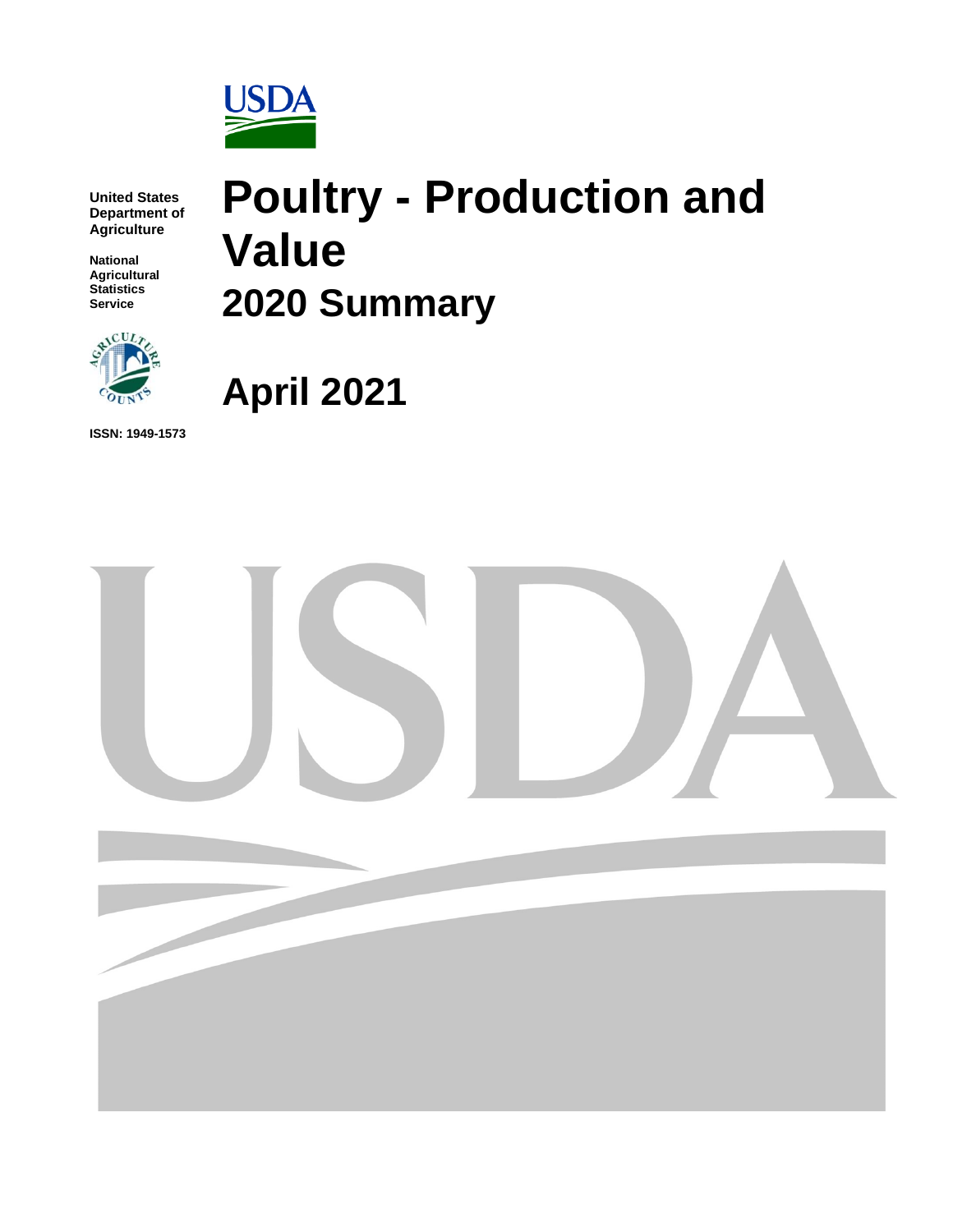United States Department of Agriculture

National Agricultural Statistics Service

# Poultry - Production and Value

## 2020 Summary

## April 2021

ISSN: 1949-1573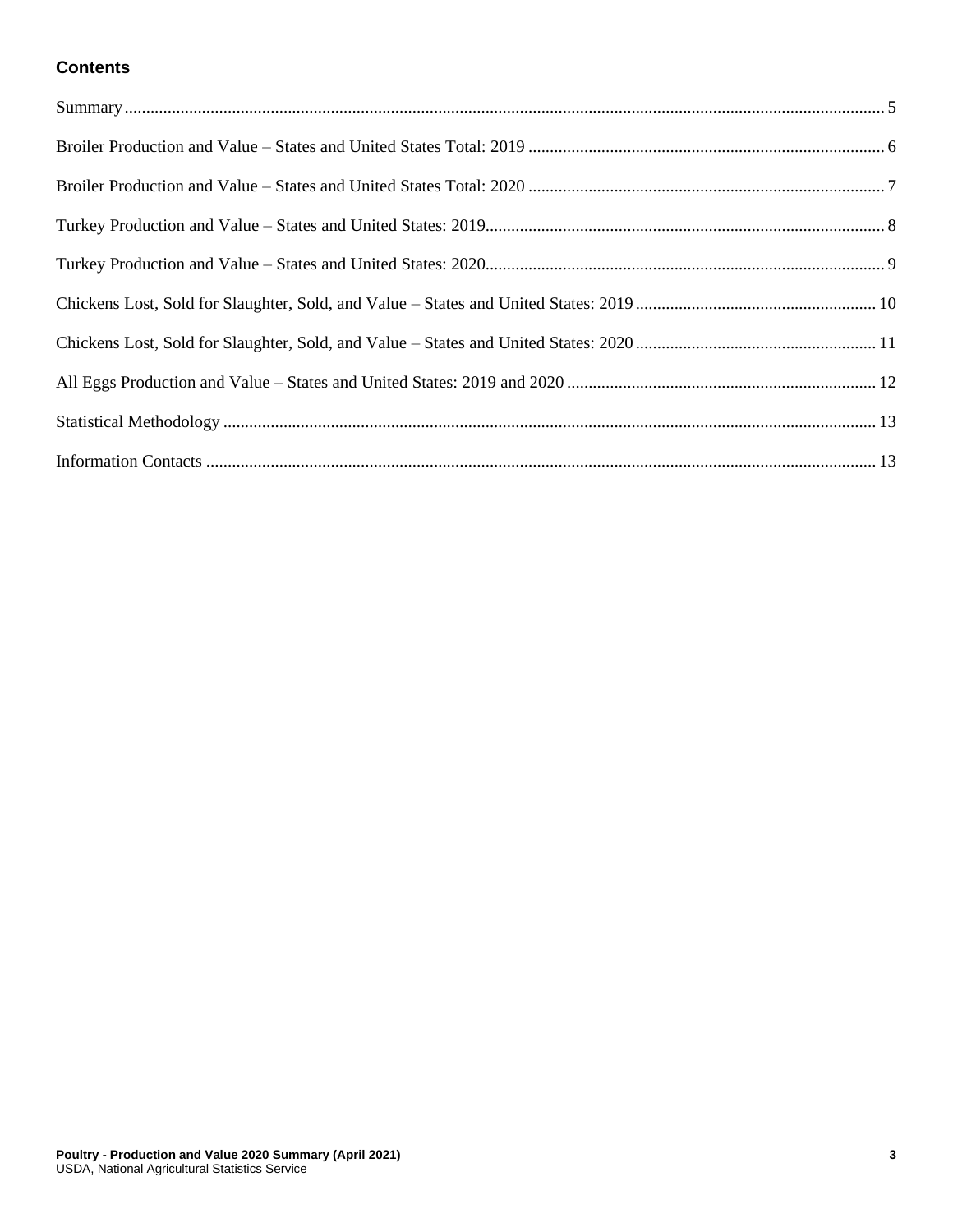## Contents

Summary ..... 5

Broiler Production and Value – States and United States Total: 2019 ..... 6

Broiler Production and Value – States and United States Total: 2020 ..... 7

Turkey Production and Value – States and United States: 2019..... 8

Turkey Production and Value – States and United States: 2020..... 9

Chickens Lost, Sold for Slaughter, Sold, and Value – States and United States: 2019 ..... 10

Chickens Lost, Sold for Slaughter, Sold, and Value – States and United States: 2020 ..... 11

All Eggs Production and Value – States and United States: 2019 and 2020 ..... 12

Statistical Methodology ..... 13

Information Contacts ..... 13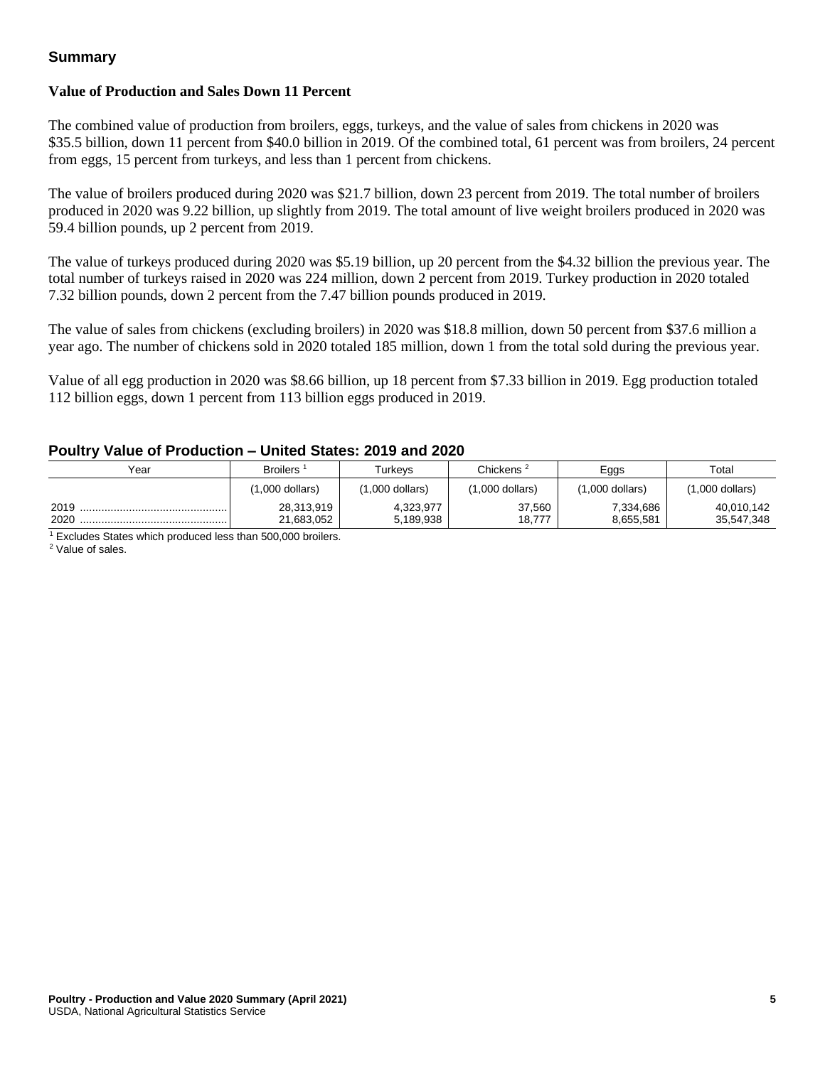## Summary

### Value of Production and Sales Down 11 Percent

The combined value of production from broilers, eggs, turkeys, and the value of sales from chickens in 2020 was $35.5 billion, down 11 percent from $40.0 billion in 2019. Of the combined total, 61 percent was from broilers, 24 percent from eggs, 15 percent from turkeys, and less than 1 percent from chickens.

The value of broilers produced during 2020 was $21.7 billion, down 23 percent from 2019. The total number of broilers produced in 2020 was 9.22 billion, up slightly from 2019. The total amount of live weight broilers produced in 2020 was 59.4 billion pounds, up 2 percent from 2019.

The value of turkeys produced during 2020 was $5.19 billion, up 20 percent from the $4.32 billion the previous year. The total number of turkeys raised in 2020 was 224 million, down 2 percent from 2019. Turkey production in 2020 totaled 7.32 billion pounds, down 2 percent from the 7.47 billion pounds produced in 2019.

The value of sales from chickens (excluding broilers) in 2020 was $18.8 million, down 50 percent from $37.6 million a year ago. The number of chickens sold in 2020 totaled 185 million, down 1 from the total sold during the previous year.

Value of all egg production in 2020 was $8.66 billion, up 18 percent from $7.33 billion in 2019. Egg production totaled 112 billion eggs, down 1 percent from 113 billion eggs produced in 2019.

### Poultry Value of Production – United States: 2019 and 2020

| Year | Broilers [1] | Turkeys | Chickens [2] | Eggs | Total |
|---|---|---|---|---|---|
| | (1,000 dollars) | (1,000 dollars) | (1,000 dollars) | (1,000 dollars) | (1,000 dollars) |
| 2019 | 28,313,919 | 4,323,977 | 37,560 | 7,334,686 | 40,010,142 |
| 2020 | 21,683,052 | 5,189,938 | 18,777 | 8,655,581 | 35,547,348 |

[1] Excludes States which produced less than 500,000 broilers.
[2] Value of sales.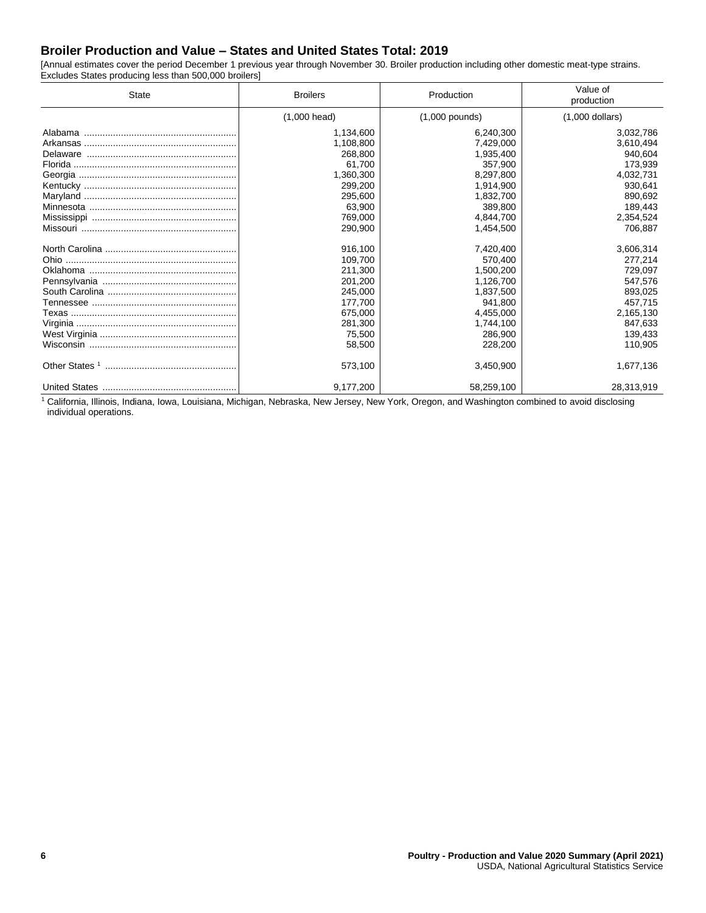## Broiler Production and Value – States and United States Total: 2019

[Annual estimates cover the period December 1 previous year through November 30. Broiler production including other domestic meat-type strains. Excludes States producing less than 500,000 broilers]

| State | Broilers | Production | Value of production |
|---|---|---|---|
| | (1,000 head) | (1,000 pounds) | (1,000 dollars) |
| Alabama | 1,134,600 | 6,240,300 | 3,032,786 |
| Arkansas | 1,108,800 | 7,429,000 | 3,610,494 |
| Delaware | 268,800 | 1,935,400 | 940,604 |
| Florida | 61,700 | 357,900 | 173,939 |
| Georgia | 1,360,300 | 8,297,800 | 4,032,731 |
| Kentucky | 299,200 | 1,914,900 | 930,641 |
| Maryland | 295,600 | 1,832,700 | 890,692 |
| Minnesota | 63,900 | 389,800 | 189,443 |
| Mississippi | 769,000 | 4,844,700 | 2,354,524 |
| Missouri | 290,900 | 1,454,500 | 706,887 |
| | | | |
| North Carolina | 916,100 | 7,420,400 | 3,606,314 |
| Ohio | 109,700 | 570,400 | 277,214 |
| Oklahoma | 211,300 | 1,500,200 | 729,097 |
| Pennsylvania | 201,200 | 1,126,700 | 547,576 |
| South Carolina | 245,000 | 1,837,500 | 893,025 |
| Tennessee | 177,700 | 941,800 | 457,715 |
| Texas | 675,000 | 4,455,000 | 2,165,130 |
| Virginia | 281,300 | 1,744,100 | 847,633 |
| West Virginia | 75,500 | 286,900 | 139,433 |
| Wisconsin | 58,500 | 228,200 | 110,905 |
| | | | |
| Other States [1] | 573,100 | 3,450,900 | 1,677,136 |
| | | | |
| United States | 9,177,200 | 58,259,100 | 28,313,919 |

[1] California, Illinois, Indiana, Iowa, Louisiana, Michigan, Nebraska, New Jersey, New York, Oregon, and Washington combined to avoid disclosing individual operations.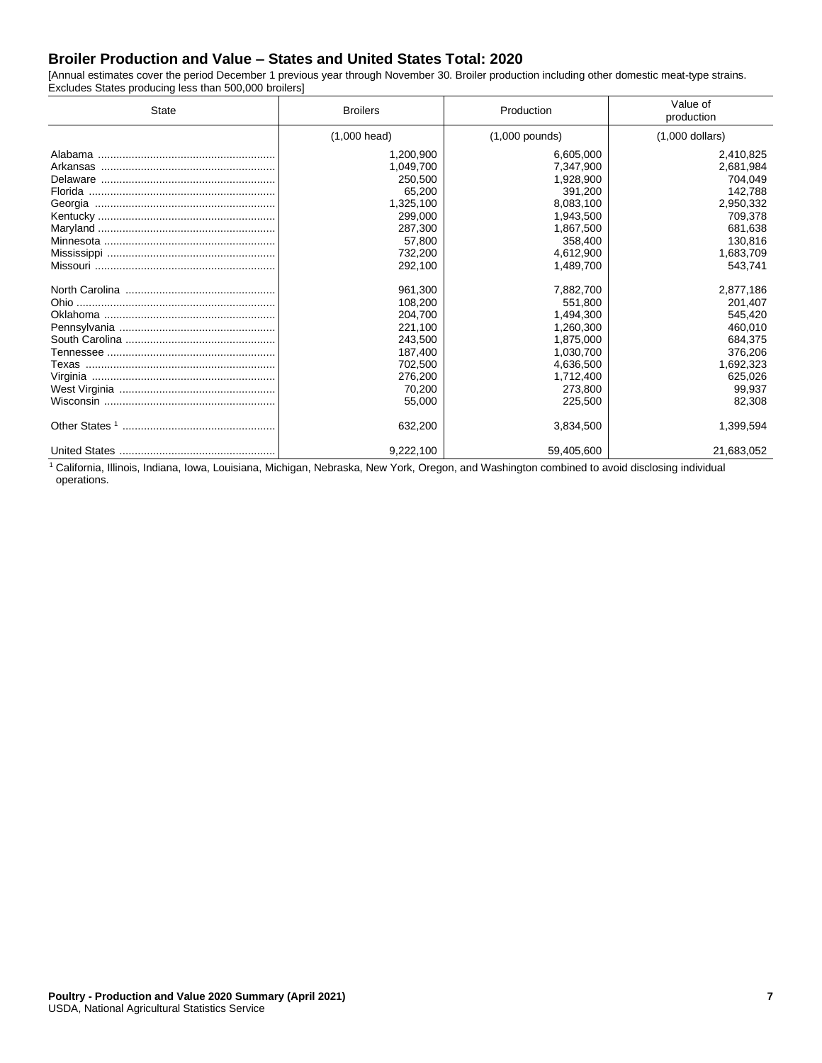## Broiler Production and Value – States and United States Total: 2020

[Annual estimates cover the period December 1 previous year through November 30. Broiler production including other domestic meat-type strains. Excludes States producing less than 500,000 broilers]

| State | Broilers | Production | Value of production |
|---|---|---|---|
| | (1,000 head) | (1,000 pounds) | (1,000 dollars) |
| Alabama | 1,200,900 | 6,605,000 | 2,410,825 |
| Arkansas | 1,049,700 | 7,347,900 | 2,681,984 |
| Delaware | 250,500 | 1,928,900 | 704,049 |
| Florida | 65,200 | 391,200 | 142,788 |
| Georgia | 1,325,100 | 8,083,100 | 2,950,332 |
| Kentucky | 299,000 | 1,943,500 | 709,378 |
| Maryland | 287,300 | 1,867,500 | 681,638 |
| Minnesota | 57,800 | 358,400 | 130,816 |
| Mississippi | 732,200 | 4,612,900 | 1,683,709 |
| Missouri | 292,100 | 1,489,700 | 543,741 |
| | | | |
| North Carolina | 961,300 | 7,882,700 | 2,877,186 |
| Ohio | 108,200 | 551,800 | 201,407 |
| Oklahoma | 204,700 | 1,494,300 | 545,420 |
| Pennsylvania | 221,100 | 1,260,300 | 460,010 |
| South Carolina | 243,500 | 1,875,000 | 684,375 |
| Tennessee | 187,400 | 1,030,700 | 376,206 |
| Texas | 702,500 | 4,636,500 | 1,692,323 |
| Virginia | 276,200 | 1,712,400 | 625,026 |
| West Virginia | 70,200 | 273,800 | 99,937 |
| Wisconsin | 55,000 | 225,500 | 82,308 |
| | | | |
| Other States [1] | 632,200 | 3,834,500 | 1,399,594 |
| | | | |
| United States | 9,222,100 | 59,405,600 | 21,683,052 |

[1] California, Illinois, Indiana, Iowa, Louisiana, Michigan, Nebraska, New York, Oregon, and Washington combined to avoid disclosing individual operations.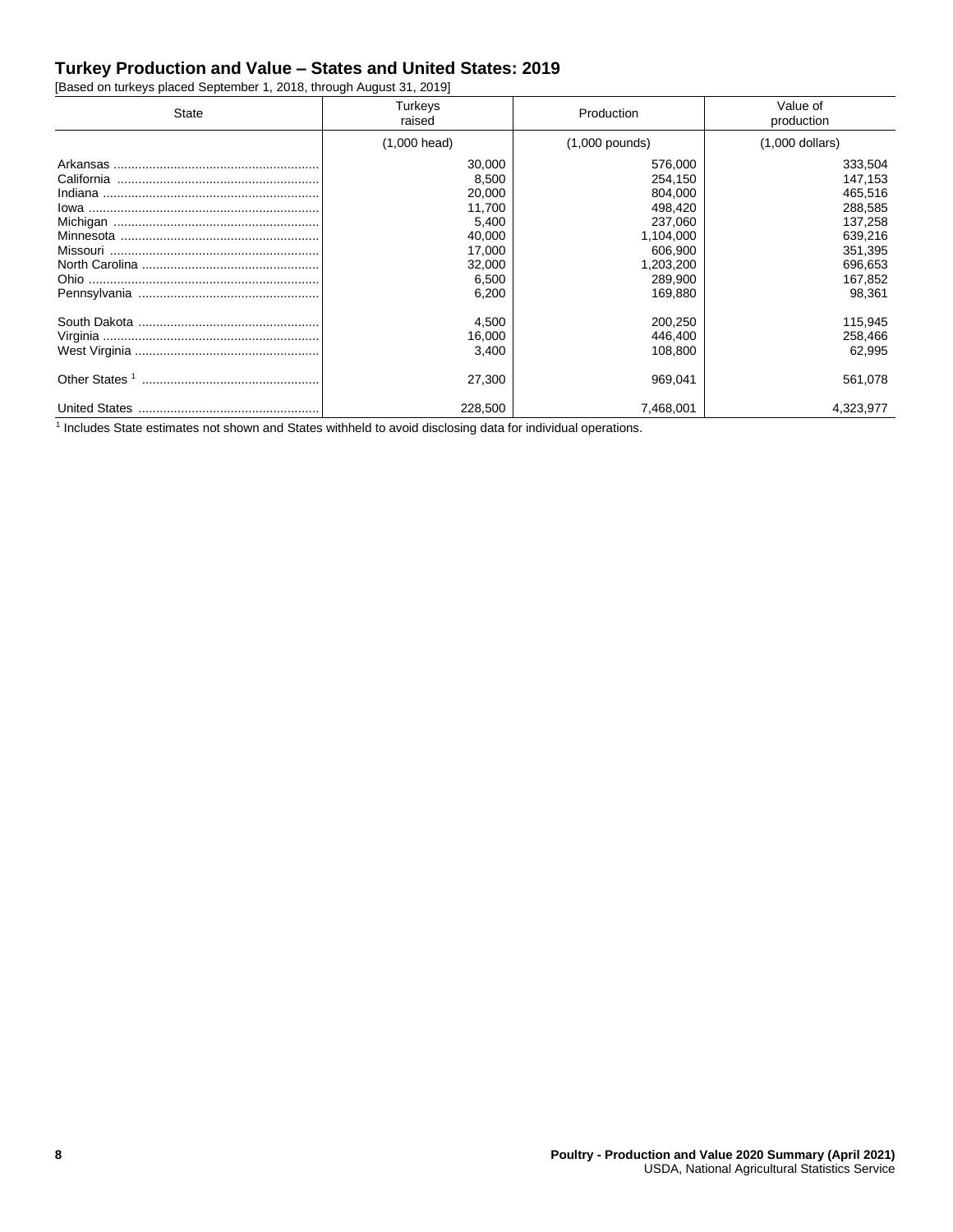## Turkey Production and Value – States and United States: 2019

[Based on turkeys placed September 1, 2018, through August 31, 2019]

| State | Turkeys raised | Production | Value of production |
|---|---|---|---|
| | (1,000 head) | (1,000 pounds) | (1,000 dollars) |
| Arkansas | 30,000 | 576,000 | 333,504 |
| California | 8,500 | 254,150 | 147,153 |
| Indiana | 20,000 | 804,000 | 465,516 |
| Iowa | 11,700 | 498,420 | 288,585 |
| Michigan | 5,400 | 237,060 | 137,258 |
| Minnesota | 40,000 | 1,104,000 | 639,216 |
| Missouri | 17,000 | 606,900 | 351,395 |
| North Carolina | 32,000 | 1,203,200 | 696,653 |
| Ohio | 6,500 | 289,900 | 167,852 |
| Pennsylvania | 6,200 | 169,880 | 98,361 |
| South Dakota | 4,500 | 200,250 | 115,945 |
| Virginia | 16,000 | 446,400 | 258,466 |
| West Virginia | 3,400 | 108,800 | 62,995 |
| Other States [1] | 27,300 | 969,041 | 561,078 |
| United States | 228,500 | 7,468,001 | 4,323,977 |

[1] Includes State estimates not shown and States withheld to avoid disclosing data for individual operations.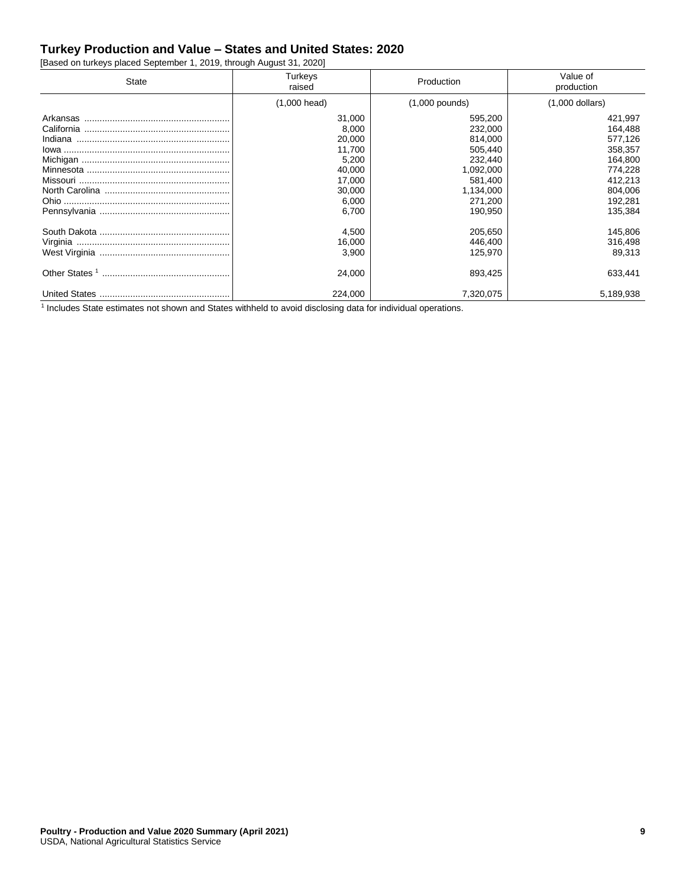## Turkey Production and Value – States and United States: 2020

[Based on turkeys placed September 1, 2019, through August 31, 2020]

| State | Turkeys raised | Production | Value of production |
|---|---|---|---|
| | (1,000 head) | (1,000 pounds) | (1,000 dollars) |
| Arkansas | 31,000 | 595,200 | 421,997 |
| California | 8,000 | 232,000 | 164,488 |
| Indiana | 20,000 | 814,000 | 577,126 |
| Iowa | 11,700 | 505,440 | 358,357 |
| Michigan | 5,200 | 232,440 | 164,800 |
| Minnesota | 40,000 | 1,092,000 | 774,228 |
| Missouri | 17,000 | 581,400 | 412,213 |
| North Carolina | 30,000 | 1,134,000 | 804,006 |
| Ohio | 6,000 | 271,200 | 192,281 |
| Pennsylvania | 6,700 | 190,950 | 135,384 |
| South Dakota | 4,500 | 205,650 | 145,806 |
| Virginia | 16,000 | 446,400 | 316,498 |
| West Virginia | 3,900 | 125,970 | 89,313 |
| Other States [1] | 24,000 | 893,425 | 633,441 |
| United States | 224,000 | 7,320,075 | 5,189,938 |

[1] Includes State estimates not shown and States withheld to avoid disclosing data for individual operations.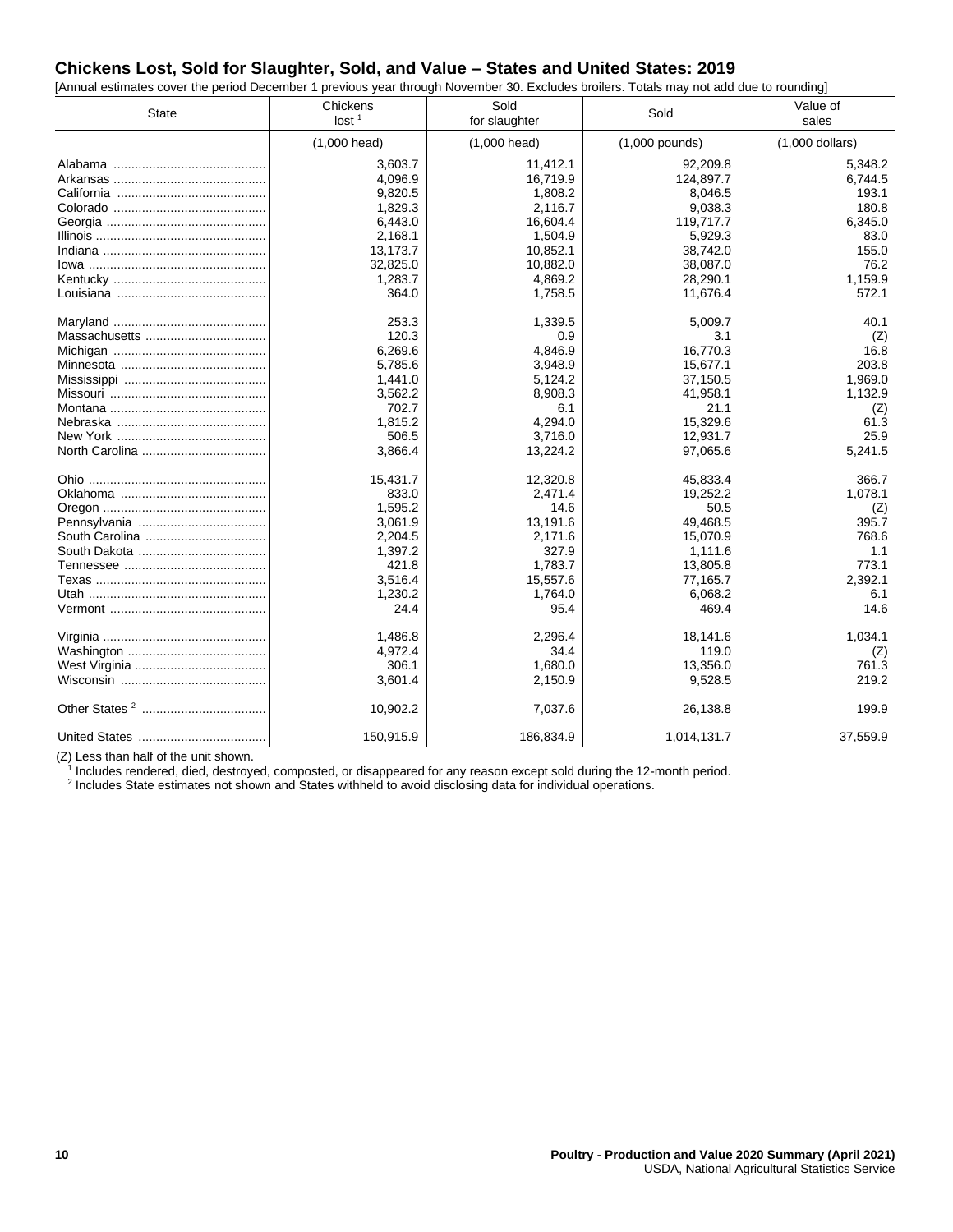## Chickens Lost, Sold for Slaughter, Sold, and Value – States and United States: 2019

[Annual estimates cover the period December 1 previous year through November 30. Excludes broilers. Totals may not add due to rounding]

| State | Chickens lost [1] | Sold for slaughter | Sold | Value of sales |
|---|---|---|---|---|
| | (1,000 head) | (1,000 head) | (1,000 pounds) | (1,000 dollars) |
| Alabama | 3,603.7 | 11,412.1 | 92,209.8 | 5,348.2 |
| Arkansas | 4,096.9 | 16,719.9 | 124,897.7 | 6,744.5 |
| California | 9,820.5 | 1,808.2 | 8,046.5 | 193.1 |
| Colorado | 1,829.3 | 2,116.7 | 9,038.3 | 180.8 |
| Georgia | 6,443.0 | 16,604.4 | 119,717.7 | 6,345.0 |
| Illinois | 2,168.1 | 1,504.9 | 5,929.3 | 83.0 |
| Indiana | 13,173.7 | 10,852.1 | 38,742.0 | 155.0 |
| Iowa | 32,825.0 | 10,882.0 | 38,087.0 | 76.2 |
| Kentucky | 1,283.7 | 4,869.2 | 28,290.1 | 1,159.9 |
| Louisiana | 364.0 | 1,758.5 | 11,676.4 | 572.1 |
| Maryland | 253.3 | 1,339.5 | 5,009.7 | 40.1 |
| Massachusetts | 120.3 | 0.9 | 3.1 | (Z) |
| Michigan | 6,269.6 | 4,846.9 | 16,770.3 | 16.8 |
| Minnesota | 5,785.6 | 3,948.9 | 15,677.1 | 203.8 |
| Mississippi | 1,441.0 | 5,124.2 | 37,150.5 | 1,969.0 |
| Missouri | 3,562.2 | 8,908.3 | 41,958.1 | 1,132.9 |
| Montana | 702.7 | 6.1 | 21.1 | (Z) |
| Nebraska | 1,815.2 | 4,294.0 | 15,329.6 | 61.3 |
| New York | 506.5 | 3,716.0 | 12,931.7 | 25.9 |
| North Carolina | 3,866.4 | 13,224.2 | 97,065.6 | 5,241.5 |
| Ohio | 15,431.7 | 12,320.8 | 45,833.4 | 366.7 |
| Oklahoma | 833.0 | 2,471.4 | 19,252.2 | 1,078.1 |
| Oregon | 1,595.2 | 14.6 | 50.5 | (Z) |
| Pennsylvania | 3,061.9 | 13,191.6 | 49,468.5 | 395.7 |
| South Carolina | 2,204.5 | 2,171.6 | 15,070.9 | 768.6 |
| South Dakota | 1,397.2 | 327.9 | 1,111.6 | 1.1 |
| Tennessee | 421.8 | 1,783.7 | 13,805.8 | 773.1 |
| Texas | 3,516.4 | 15,557.6 | 77,165.7 | 2,392.1 |
| Utah | 1,230.2 | 1,764.0 | 6,068.2 | 6.1 |
| Vermont | 24.4 | 95.4 | 469.4 | 14.6 |
| Virginia | 1,486.8 | 2,296.4 | 18,141.6 | 1,034.1 |
| Washington | 4,972.4 | 34.4 | 119.0 | (Z) |
| West Virginia | 306.1 | 1,680.0 | 13,356.0 | 761.3 |
| Wisconsin | 3,601.4 | 2,150.9 | 9,528.5 | 219.2 |
| Other States [2] | 10,902.2 | 7,037.6 | 26,138.8 | 199.9 |
| United States | 150,915.9 | 186,834.9 | 1,014,131.7 | 37,559.9 |

(Z) Less than half of the unit shown.

[1] Includes rendered, died, destroyed, composted, or disappeared for any reason except sold during the 12-month period.

[2] Includes State estimates not shown and States withheld to avoid disclosing data for individual operations.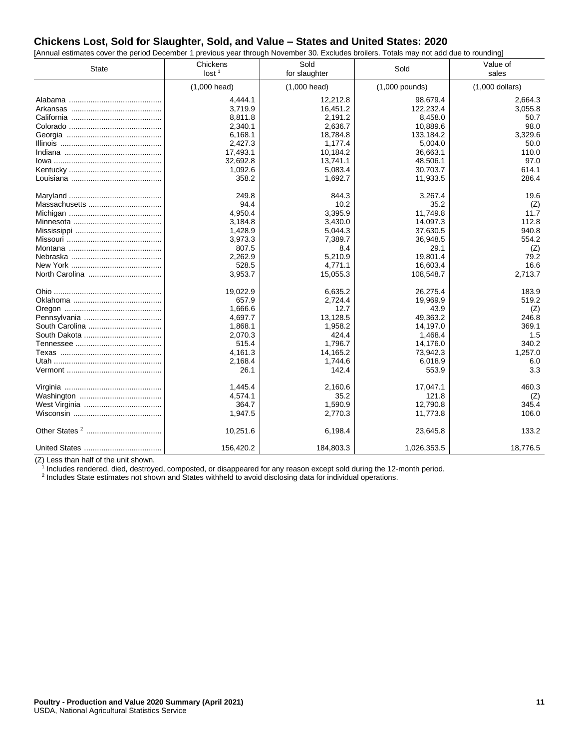## Chickens Lost, Sold for Slaughter, Sold, and Value – States and United States: 2020

[Annual estimates cover the period December 1 previous year through November 30. Excludes broilers. Totals may not add due to rounding]

| State | Chickens lost [1] | Sold for slaughter | Sold | Value of sales |
|---|---|---|---|---|
| | (1,000 head) | (1,000 head) | (1,000 pounds) | (1,000 dollars) |
| Alabama | 4,444.1 | 12,212.8 | 98,679.4 | 2,664.3 |
| Arkansas | 3,719.9 | 16,451.2 | 122,232.4 | 3,055.8 |
| California | 8,811.8 | 2,191.2 | 8,458.0 | 50.7 |
| Colorado | 2,340.1 | 2,636.7 | 10,889.6 | 98.0 |
| Georgia | 6,168.1 | 18,784.8 | 133,184.2 | 3,329.6 |
| Illinois | 2,427.3 | 1,177.4 | 5,004.0 | 50.0 |
| Indiana | 17,493.1 | 10,184.2 | 36,663.1 | 110.0 |
| Iowa | 32,692.8 | 13,741.1 | 48,506.1 | 97.0 |
| Kentucky | 1,092.6 | 5,083.4 | 30,703.7 | 614.1 |
| Louisiana | 358.2 | 1,692.7 | 11,933.5 | 286.4 |
| | | | | |
| Maryland | 249.8 | 844.3 | 3,267.4 | 19.6 |
| Massachusetts | 94.4 | 10.2 | 35.2 | (Z) |
| Michigan | 4,950.4 | 3,395.9 | 11,749.8 | 11.7 |
| Minnesota | 3,184.8 | 3,430.0 | 14,097.3 | 112.8 |
| Mississippi | 1,428.9 | 5,044.3 | 37,630.5 | 940.8 |
| Missouri | 3,973.3 | 7,389.7 | 36,948.5 | 554.2 |
| Montana | 807.5 | 8.4 | 29.1 | (Z) |
| Nebraska | 2,262.9 | 5,210.9 | 19,801.4 | 79.2 |
| New York | 528.5 | 4,771.1 | 16,603.4 | 16.6 |
| North Carolina | 3,953.7 | 15,055.3 | 108,548.7 | 2,713.7 |
| | | | | |
| Ohio | 19,022.9 | 6,635.2 | 26,275.4 | 183.9 |
| Oklahoma | 657.9 | 2,724.4 | 19,969.9 | 519.2 |
| Oregon | 1,666.6 | 12.7 | 43.9 | (Z) |
| Pennsylvania | 4,697.7 | 13,128.5 | 49,363.2 | 246.8 |
| South Carolina | 1,868.1 | 1,958.2 | 14,197.0 | 369.1 |
| South Dakota | 2,070.3 | 424.4 | 1,468.4 | 1.5 |
| Tennessee | 515.4 | 1,796.7 | 14,176.0 | 340.2 |
| Texas | 4,161.3 | 14,165.2 | 73,942.3 | 1,257.0 |
| Utah | 2,168.4 | 1,744.6 | 6,018.9 | 6.0 |
| Vermont | 26.1 | 142.4 | 553.9 | 3.3 |
| | | | | |
| Virginia | 1,445.4 | 2,160.6 | 17,047.1 | 460.3 |
| Washington | 4,574.1 | 35.2 | 121.8 | (Z) |
| West Virginia | 364.7 | 1,590.9 | 12,790.8 | 345.4 |
| Wisconsin | 1,947.5 | 2,770.3 | 11,773.8 | 106.0 |
| | | | | |
| Other States [2] | 10,251.6 | 6,198.4 | 23,645.8 | 133.2 |
| | | | | |
| United States | 156,420.2 | 184,803.3 | 1,026,353.5 | 18,776.5 |

(Z) Less than half of the unit shown.

[1] Includes rendered, died, destroyed, composted, or disappeared for any reason except sold during the 12-month period.

[2] Includes State estimates not shown and States withheld to avoid disclosing data for individual operations.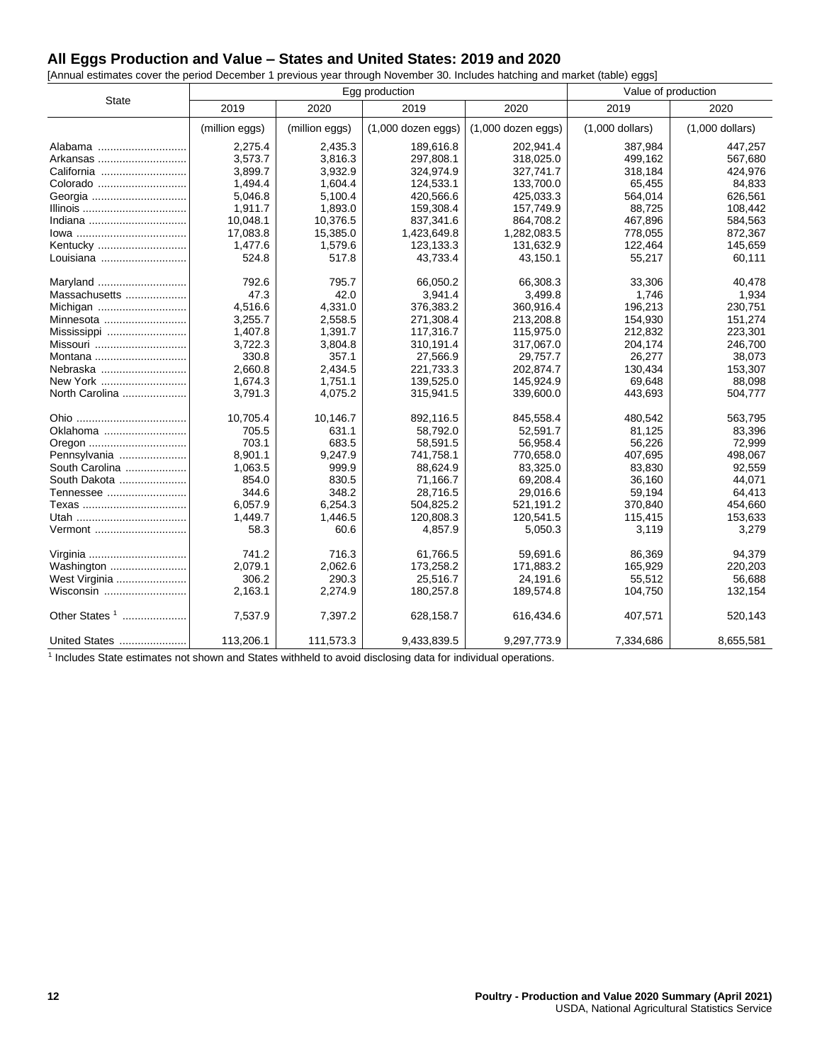## All Eggs Production and Value – States and United States: 2019 and 2020

[Annual estimates cover the period December 1 previous year through November 30. Includes hatching and market (table) eggs]

| State | Egg production | | | | Value of production | |
|---|---|---|---|---|---|---|
| | 2019 | 2020 | 2019 | 2020 | 2019 | 2020 |
| | (million eggs) | (million eggs) | (1,000 dozen eggs) | (1,000 dozen eggs) | (1,000 dollars) | (1,000 dollars) |
| Alabama | 2,275.4 | 2,435.3 | 189,616.8 | 202,941.4 | 387,984 | 447,257 |
| Arkansas | 3,573.7 | 3,816.3 | 297,808.1 | 318,025.0 | 499,162 | 567,680 |
| California | 3,899.7 | 3,932.9 | 324,974.9 | 327,741.7 | 318,184 | 424,976 |
| Colorado | 1,494.4 | 1,604.4 | 124,533.1 | 133,700.0 | 65,455 | 84,833 |
| Georgia | 5,046.8 | 5,100.4 | 420,566.6 | 425,033.3 | 564,014 | 626,561 |
| Illinois | 1,911.7 | 1,893.0 | 159,308.4 | 157,749.9 | 88,725 | 108,442 |
| Indiana | 10,048.1 | 10,376.5 | 837,341.6 | 864,708.2 | 467,896 | 584,563 |
| Iowa | 17,083.8 | 15,385.0 | 1,423,649.8 | 1,282,083.5 | 778,055 | 872,367 |
| Kentucky | 1,477.6 | 1,579.6 | 123,133.3 | 131,632.9 | 122,464 | 145,659 |
| Louisiana | 524.8 | 517.8 | 43,733.4 | 43,150.1 | 55,217 | 60,111 |
| Maryland | 792.6 | 795.7 | 66,050.2 | 66,308.3 | 33,306 | 40,478 |
| Massachusetts | 47.3 | 42.0 | 3,941.4 | 3,499.8 | 1,746 | 1,934 |
| Michigan | 4,516.6 | 4,331.0 | 376,383.2 | 360,916.4 | 196,213 | 230,751 |
| Minnesota | 3,255.7 | 2,558.5 | 271,308.4 | 213,208.8 | 154,930 | 151,274 |
| Mississippi | 1,407.8 | 1,391.7 | 117,316.7 | 115,975.0 | 212,832 | 223,301 |
| Missouri | 3,722.3 | 3,804.8 | 310,191.4 | 317,067.0 | 204,174 | 246,700 |
| Montana | 330.8 | 357.1 | 27,566.9 | 29,757.7 | 26,277 | 38,073 |
| Nebraska | 2,660.8 | 2,434.5 | 221,733.3 | 202,874.7 | 130,434 | 153,307 |
| New York | 1,674.3 | 1,751.1 | 139,525.0 | 145,924.9 | 69,648 | 88,098 |
| North Carolina | 3,791.3 | 4,075.2 | 315,941.5 | 339,600.0 | 443,693 | 504,777 |
| Ohio | 10,705.4 | 10,146.7 | 892,116.5 | 845,558.4 | 480,542 | 563,795 |
| Oklahoma | 705.5 | 631.1 | 58,792.0 | 52,591.7 | 81,125 | 83,396 |
| Oregon | 703.1 | 683.5 | 58,591.5 | 56,958.4 | 56,226 | 72,999 |
| Pennsylvania | 8,901.1 | 9,247.9 | 741,758.1 | 770,658.0 | 407,695 | 498,067 |
| South Carolina | 1,063.5 | 999.9 | 88,624.9 | 83,325.0 | 83,830 | 92,559 |
| South Dakota | 854.0 | 830.5 | 71,166.7 | 69,208.4 | 36,160 | 44,071 |
| Tennessee | 344.6 | 348.2 | 28,716.5 | 29,016.6 | 59,194 | 64,413 |
| Texas | 6,057.9 | 6,254.3 | 504,825.2 | 521,191.2 | 370,840 | 454,660 |
| Utah | 1,449.7 | 1,446.5 | 120,808.3 | 120,541.5 | 115,415 | 153,633 |
| Vermont | 58.3 | 60.6 | 4,857.9 | 5,050.3 | 3,119 | 3,279 |
| Virginia | 741.2 | 716.3 | 61,766.5 | 59,691.6 | 86,369 | 94,379 |
| Washington | 2,079.1 | 2,062.6 | 173,258.2 | 171,883.2 | 165,929 | 220,203 |
| West Virginia | 306.2 | 290.3 | 25,516.7 | 24,191.6 | 55,512 | 56,688 |
| Wisconsin | 2,163.1 | 2,274.9 | 180,257.8 | 189,574.8 | 104,750 | 132,154 |
| Other States [1] | 7,537.9 | 7,397.2 | 628,158.7 | 616,434.6 | 407,571 | 520,143 |
| United States | 113,206.1 | 111,573.3 | 9,433,839.5 | 9,297,773.9 | 7,334,686 | 8,655,581 |

[1] Includes State estimates not shown and States withheld to avoid disclosing data for individual operations.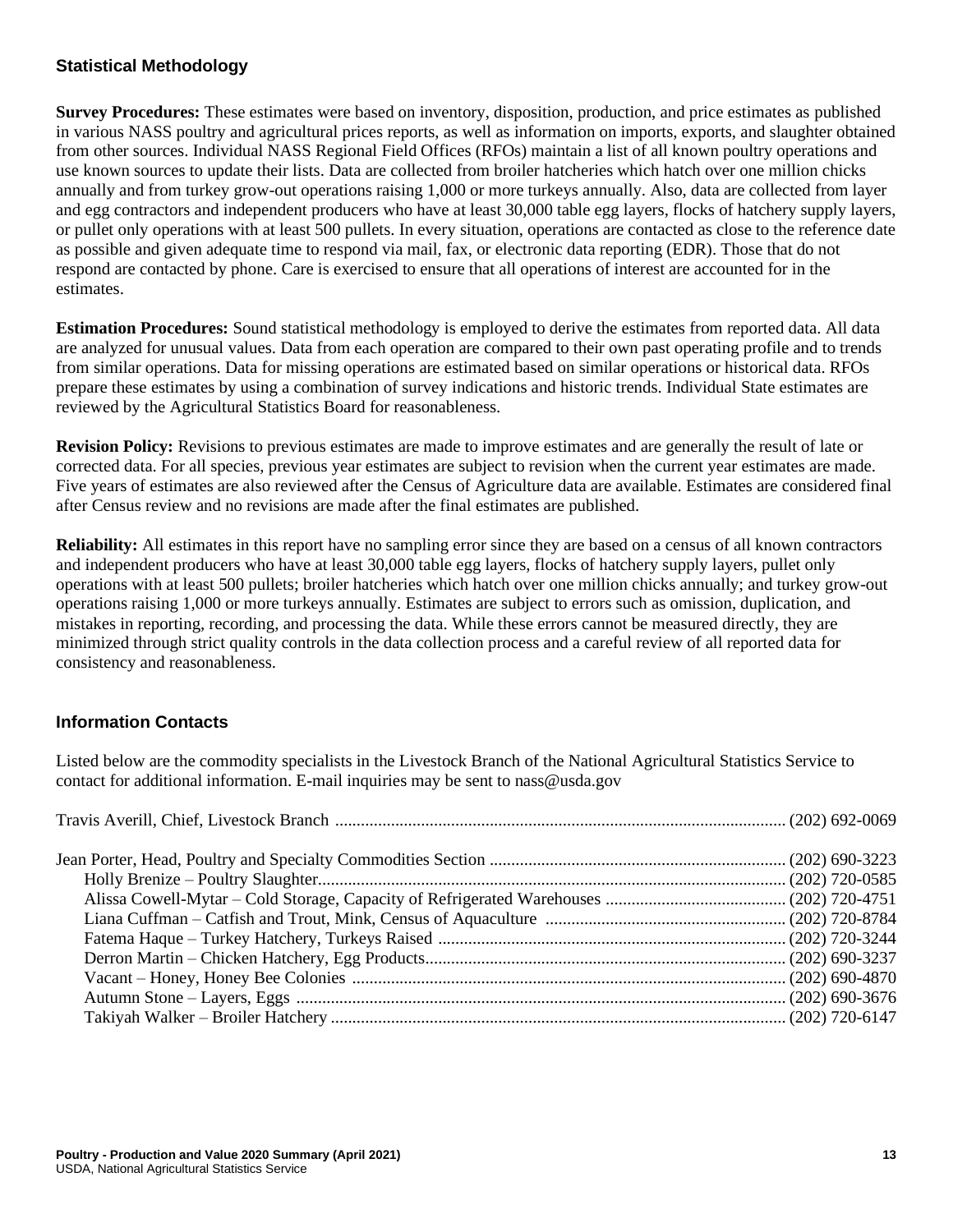## Statistical Methodology

**Survey Procedures:** These estimates were based on inventory, disposition, production, and price estimates as published in various NASS poultry and agricultural prices reports, as well as information on imports, exports, and slaughter obtained from other sources. Individual NASS Regional Field Offices (RFOs) maintain a list of all known poultry operations and use known sources to update their lists. Data are collected from broiler hatcheries which hatch over one million chicks annually and from turkey grow-out operations raising 1,000 or more turkeys annually. Also, data are collected from layer and egg contractors and independent producers who have at least 30,000 table egg layers, flocks of hatchery supply layers, or pullet only operations with at least 500 pullets. In every situation, operations are contacted as close to the reference date as possible and given adequate time to respond via mail, fax, or electronic data reporting (EDR). Those that do not respond are contacted by phone. Care is exercised to ensure that all operations of interest are accounted for in the estimates.

**Estimation Procedures:** Sound statistical methodology is employed to derive the estimates from reported data. All data are analyzed for unusual values. Data from each operation are compared to their own past operating profile and to trends from similar operations. Data for missing operations are estimated based on similar operations or historical data. RFOs prepare these estimates by using a combination of survey indications and historic trends. Individual State estimates are reviewed by the Agricultural Statistics Board for reasonableness.

**Revision Policy:** Revisions to previous estimates are made to improve estimates and are generally the result of late or corrected data. For all species, previous year estimates are subject to revision when the current year estimates are made. Five years of estimates are also reviewed after the Census of Agriculture data are available. Estimates are considered final after Census review and no revisions are made after the final estimates are published.

**Reliability:** All estimates in this report have no sampling error since they are based on a census of all known contractors and independent producers who have at least 30,000 table egg layers, flocks of hatchery supply layers, pullet only operations with at least 500 pullets; broiler hatcheries which hatch over one million chicks annually; and turkey grow-out operations raising 1,000 or more turkeys annually. Estimates are subject to errors such as omission, duplication, and mistakes in reporting, recording, and processing the data. While these errors cannot be measured directly, they are minimized through strict quality controls in the data collection process and a careful review of all reported data for consistency and reasonableness.

## Information Contacts

Listed below are the commodity specialists in the Livestock Branch of the National Agricultural Statistics Service to contact for additional information. E-mail inquiries may be sent to nass@usda.gov

Travis Averill, Chief, Livestock Branch ........................................ (202) 692-0069

Jean Porter, Head, Poultry and Specialty Commodities Section ........................................ (202) 690-3223
- Holly Brenize – Poultry Slaughter........................................ (202) 720-0585
- Alissa Cowell-Mytar – Cold Storage, Capacity of Refrigerated Warehouses ........................................ (202) 720-4751
- Liana Cuffman – Catfish and Trout, Mink, Census of Aquaculture ........................................ (202) 720-8784
- Fatema Haque – Turkey Hatchery, Turkeys Raised ........................................ (202) 720-3244
- Derron Martin – Chicken Hatchery, Egg Products........................................ (202) 690-3237
- Vacant – Honey, Honey Bee Colonies ........................................ (202) 690-4870
- Autumn Stone – Layers, Eggs ........................................ (202) 690-3676
- Takiyah Walker – Broiler Hatchery ........................................ (202) 720-6147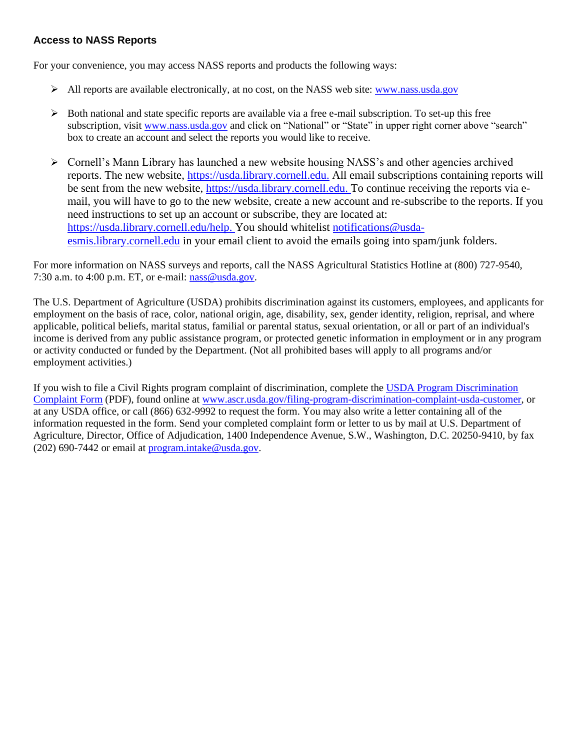### Access to NASS Reports

For your convenience, you may access NASS reports and products the following ways:

- All reports are available electronically, at no cost, on the NASS web site: www.nass.usda.gov

- Both national and state specific reports are available via a free e-mail subscription. To set-up this free subscription, visit www.nass.usda.gov and click on "National" or "State" in upper right corner above "search" box to create an account and select the reports you would like to receive.

- Cornell's Mann Library has launched a new website housing NASS's and other agencies archived reports. The new website, https://usda.library.cornell.edu. All email subscriptions containing reports will be sent from the new website, https://usda.library.cornell.edu. To continue receiving the reports via e-mail, you will have to go to the new website, create a new account and re-subscribe to the reports. If you need instructions to set up an account or subscribe, they are located at: https://usda.library.cornell.edu/help. You should whitelist notifications@usda-esmis.library.cornell.edu in your email client to avoid the emails going into spam/junk folders.

For more information on NASS surveys and reports, call the NASS Agricultural Statistics Hotline at (800) 727-9540, 7:30 a.m. to 4:00 p.m. ET, or e-mail: nass@usda.gov.

The U.S. Department of Agriculture (USDA) prohibits discrimination against its customers, employees, and applicants for employment on the basis of race, color, national origin, age, disability, sex, gender identity, religion, reprisal, and where applicable, political beliefs, marital status, familial or parental status, sexual orientation, or all or part of an individual's income is derived from any public assistance program, or protected genetic information in employment or in any program or activity conducted or funded by the Department. (Not all prohibited bases will apply to all programs and/or employment activities.)

If you wish to file a Civil Rights program complaint of discrimination, complete the USDA Program Discrimination Complaint Form (PDF), found online at www.ascr.usda.gov/filing-program-discrimination-complaint-usda-customer, or at any USDA office, or call (866) 632-9992 to request the form. You may also write a letter containing all of the information requested in the form. Send your completed complaint form or letter to us by mail at U.S. Department of Agriculture, Director, Office of Adjudication, 1400 Independence Avenue, S.W., Washington, D.C. 20250-9410, by fax (202) 690-7442 or email at program.intake@usda.gov.